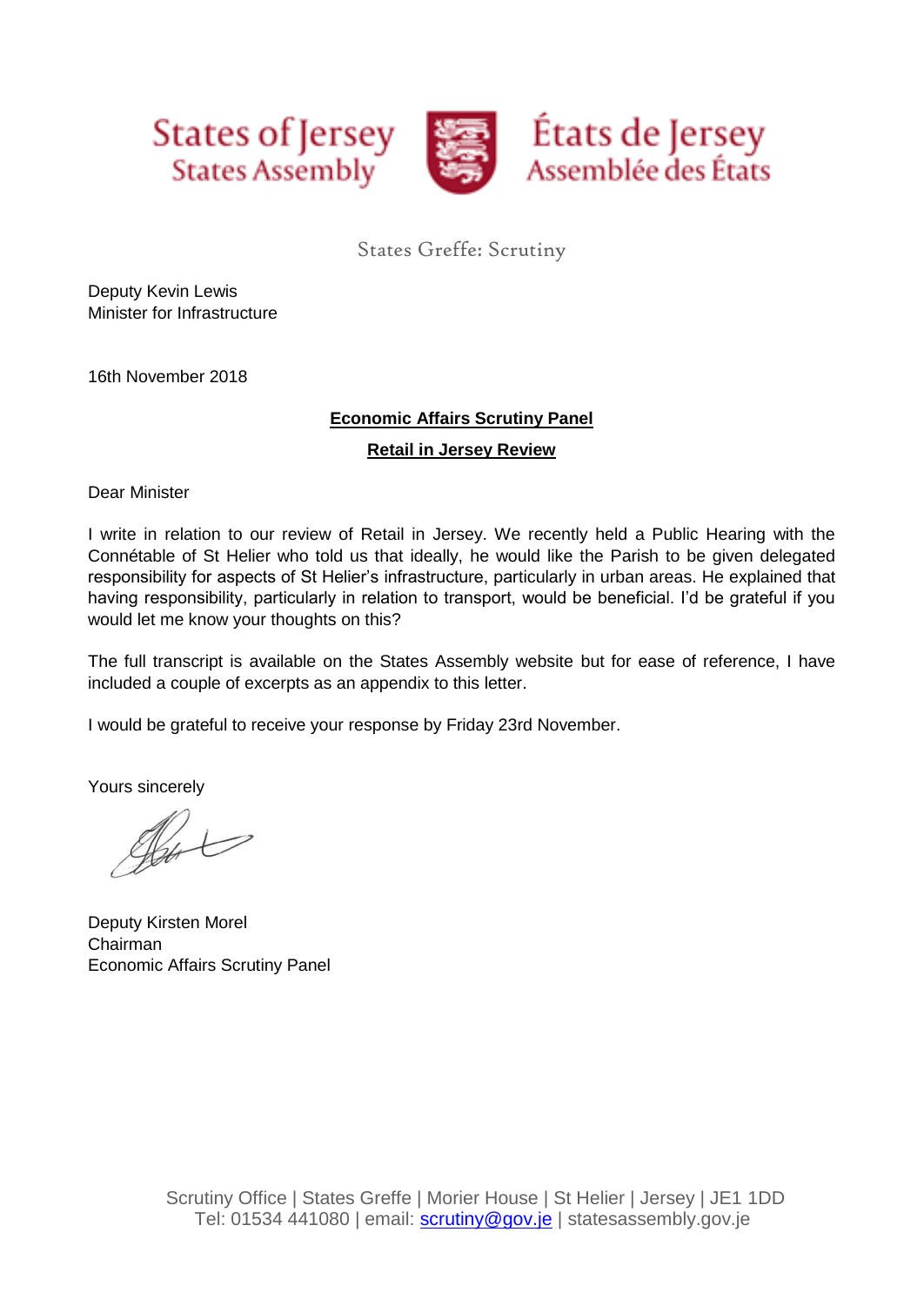States of Jersey
States Assembly

États de Jersey
Assemblée des États

States Greffe: Scrutiny

Deputy Kevin Lewis
Minister for Infrastructure

16th November 2018

**Economic Affairs Scrutiny Panel**

**Retail in Jersey Review**

Dear Minister

I write in relation to our review of Retail in Jersey. We recently held a Public Hearing with the Connétable of St Helier who told us that ideally, he would like the Parish to be given delegated responsibility for aspects of St Helier's infrastructure, particularly in urban areas. He explained that having responsibility, particularly in relation to transport, would be beneficial. I'd be grateful if you would let me know your thoughts on this?

The full transcript is available on the States Assembly website but for ease of reference, I have included a couple of excerpts as an appendix to this letter.

I would be grateful to receive your response by Friday 23rd November.

Yours sincerely

Deputy Kirsten Morel
Chairman
Economic Affairs Scrutiny Panel

Scrutiny Office | States Greffe | Morier House | St Helier | Jersey | JE1 1DD
Tel: 01534 441080 | email: scrutiny@gov.je | statesassembly.gov.je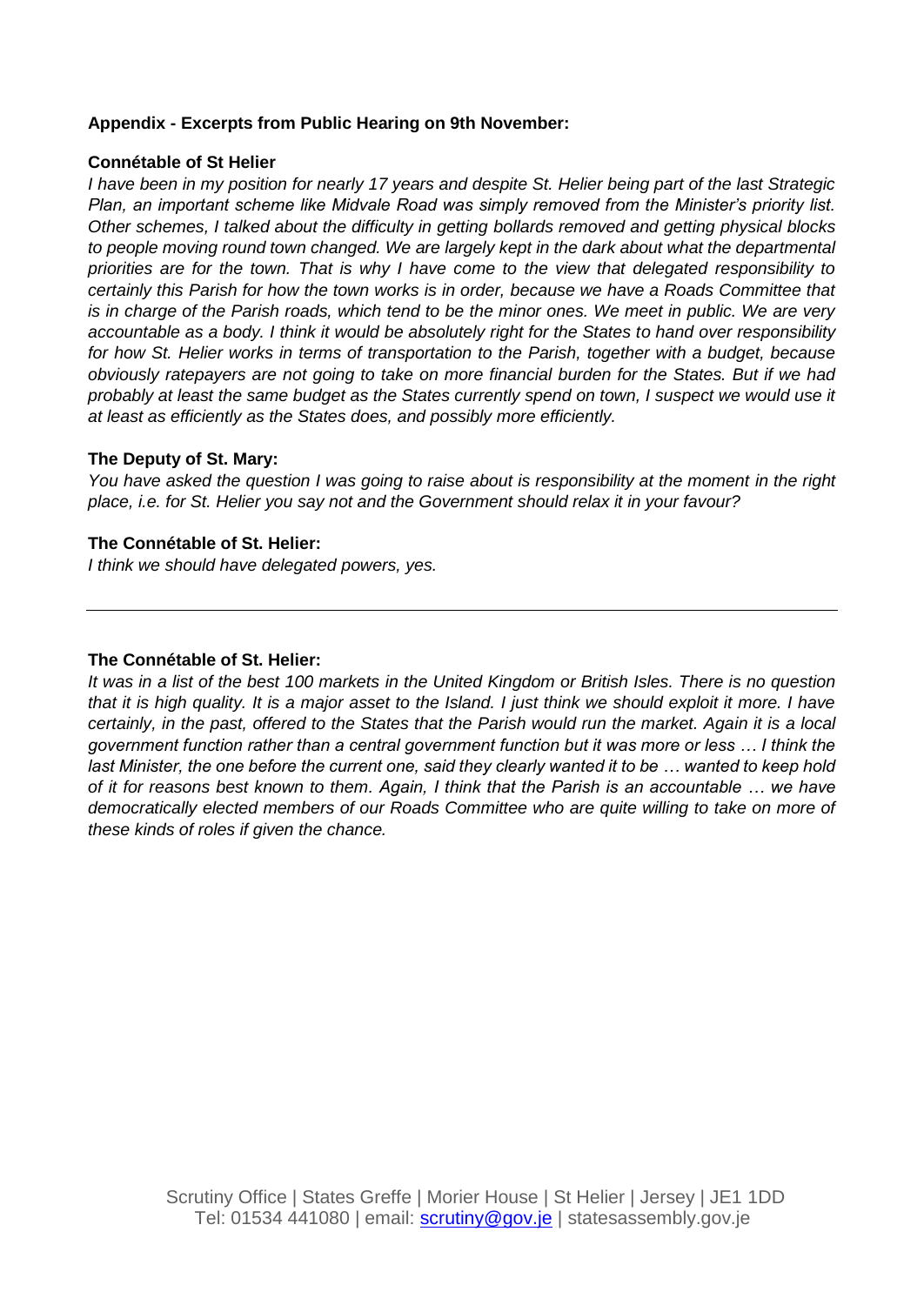**Appendix - Excerpts from Public Hearing on 9th November:**

**Connétable of St Helier**

*I have been in my position for nearly 17 years and despite St. Helier being part of the last Strategic Plan, an important scheme like Midvale Road was simply removed from the Minister's priority list. Other schemes, I talked about the difficulty in getting bollards removed and getting physical blocks to people moving round town changed. We are largely kept in the dark about what the departmental priorities are for the town. That is why I have come to the view that delegated responsibility to certainly this Parish for how the town works is in order, because we have a Roads Committee that is in charge of the Parish roads, which tend to be the minor ones. We meet in public. We are very accountable as a body. I think it would be absolutely right for the States to hand over responsibility for how St. Helier works in terms of transportation to the Parish, together with a budget, because obviously ratepayers are not going to take on more financial burden for the States. But if we had probably at least the same budget as the States currently spend on town, I suspect we would use it at least as efficiently as the States does, and possibly more efficiently.*

**The Deputy of St. Mary:**

*You have asked the question I was going to raise about is responsibility at the moment in the right place, i.e. for St. Helier you say not and the Government should relax it in your favour?*

**The Connétable of St. Helier:**

*I think we should have delegated powers, yes.*

---

**The Connétable of St. Helier:**

*It was in a list of the best 100 markets in the United Kingdom or British Isles. There is no question that it is high quality. It is a major asset to the Island. I just think we should exploit it more. I have certainly, in the past, offered to the States that the Parish would run the market. Again it is a local government function rather than a central government function but it was more or less … I think the last Minister, the one before the current one, said they clearly wanted it to be … wanted to keep hold of it for reasons best known to them. Again, I think that the Parish is an accountable … we have democratically elected members of our Roads Committee who are quite willing to take on more of these kinds of roles if given the chance.*